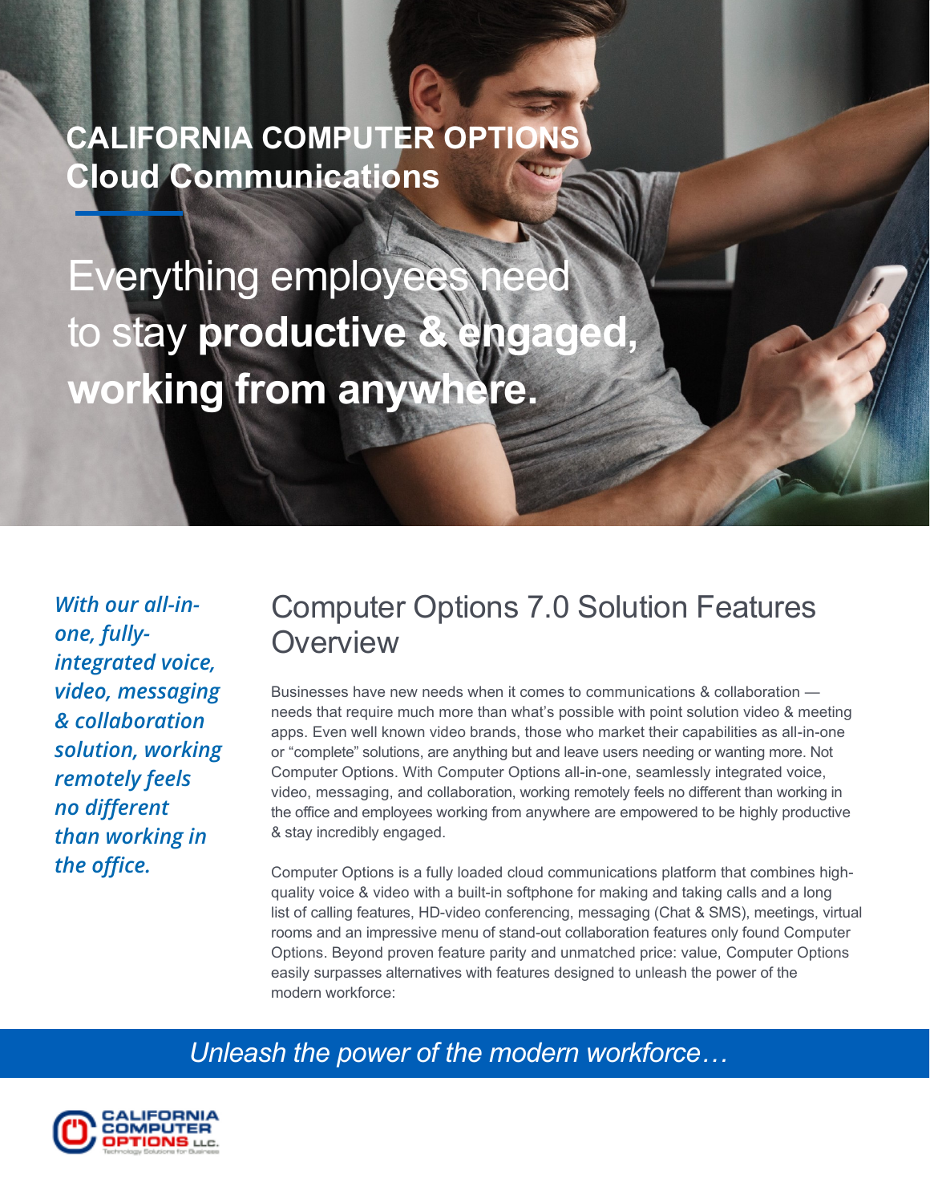**CALIFORNIA COMPUTER OPTIONS**
**Cloud Communications**

# Everything employees need to stay **productive & engaged, working from anywhere.**

*With our all-in-one, fully-integrated voice, video, messaging & collaboration solution, working remotely feels no different than working in the office.*

## Computer Options 7.0 Solution Features Overview

Businesses have new needs when it comes to communications & collaboration — needs that require much more than what's possible with point solution video & meeting apps. Even well known video brands, those who market their capabilities as all-in-one or "complete" solutions, are anything but and leave users needing or wanting more. Not Computer Options. With Computer Options all-in-one, seamlessly integrated voice, video, messaging, and collaboration, working remotely feels no different than working in the office and employees working from anywhere are empowered to be highly productive & stay incredibly engaged.

Computer Options is a fully loaded cloud communications platform that combines high-quality voice & video with a built-in softphone for making and taking calls and a long list of calling features, HD-video conferencing, messaging (Chat & SMS), meetings, virtual rooms and an impressive menu of stand-out collaboration features only found Computer Options. Beyond proven feature parity and unmatched price: value, Computer Options easily surpasses alternatives with features designed to unleash the power of the modern workforce:

*Unleash the power of the modern workforce…*

CALIFORNIA COMPUTER OPTIONS LLC.
Technology Solutions for Business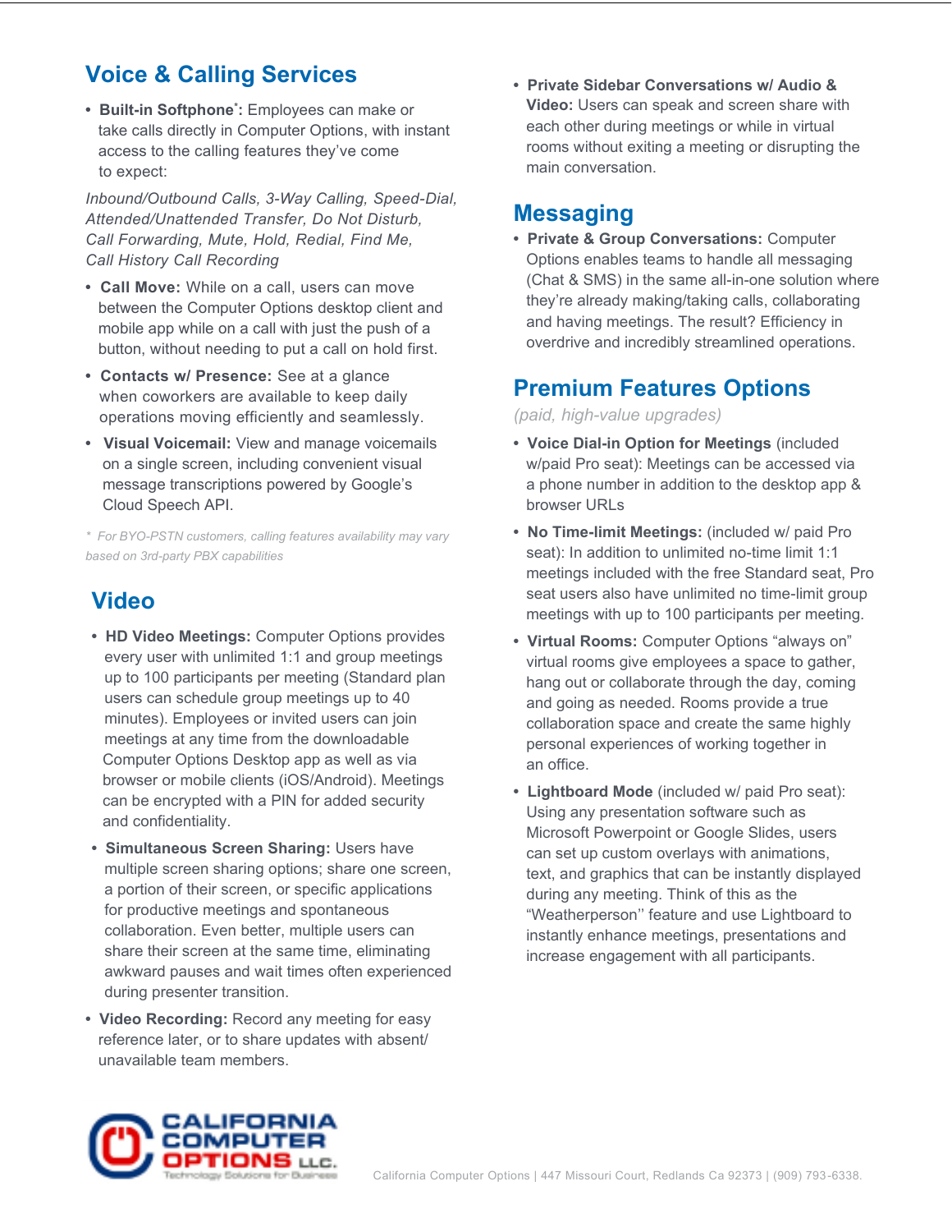## Voice & Calling Services

- **Built-in Softphone*:** Employees can make or take calls directly in Computer Options, with instant access to the calling features they've come to expect:

*Inbound/Outbound Calls, 3-Way Calling, Speed-Dial, Attended/Unattended Transfer, Do Not Disturb, Call Forwarding, Mute, Hold, Redial, Find Me, Call History Call Recording*

- **Call Move:** While on a call, users can move between the Computer Options desktop client and mobile app while on a call with just the push of a button, without needing to put a call on hold first.
- **Contacts w/ Presence:** See at a glance when coworkers are available to keep daily operations moving efficiently and seamlessly.
- **Visual Voicemail:** View and manage voicemails on a single screen, including convenient visual message transcriptions powered by Google's Cloud Speech API.

*\* For BYO-PSTN customers, calling features availability may vary based on 3rd-party PBX capabilities*

## Video

- **HD Video Meetings:** Computer Options provides every user with unlimited 1:1 and group meetings up to 100 participants per meeting (Standard plan users can schedule group meetings up to 40 minutes). Employees or invited users can join meetings at any time from the downloadable Computer Options Desktop app as well as via browser or mobile clients (iOS/Android). Meetings can be encrypted with a PIN for added security and confidentiality.
- **Simultaneous Screen Sharing:** Users have multiple screen sharing options; share one screen, a portion of their screen, or specific applications for productive meetings and spontaneous collaboration. Even better, multiple users can share their screen at the same time, eliminating awkward pauses and wait times often experienced during presenter transition.
- **Video Recording:** Record any meeting for easy reference later, or to share updates with absent/ unavailable team members.
- **Private Sidebar Conversations w/ Audio & Video:** Users can speak and screen share with each other during meetings or while in virtual rooms without exiting a meeting or disrupting the main conversation.

## Messaging

- **Private & Group Conversations:** Computer Options enables teams to handle all messaging (Chat & SMS) in the same all-in-one solution where they're already making/taking calls, collaborating and having meetings. The result? Efficiency in overdrive and incredibly streamlined operations.

## Premium Features Options

*(paid, high-value upgrades)*

- **Voice Dial-in Option for Meetings** (included w/paid Pro seat): Meetings can be accessed via a phone number in addition to the desktop app & browser URLs
- **No Time-limit Meetings:** (included w/ paid Pro seat): In addition to unlimited no-time limit 1:1 meetings included with the free Standard seat, Pro seat users also have unlimited no time-limit group meetings with up to 100 participants per meeting.
- **Virtual Rooms:** Computer Options "always on" virtual rooms give employees a space to gather, hang out or collaborate through the day, coming and going as needed. Rooms provide a true collaboration space and create the same highly personal experiences of working together in an office.
- **Lightboard Mode** (included w/ paid Pro seat): Using any presentation software such as Microsoft Powerpoint or Google Slides, users can set up custom overlays with animations, text, and graphics that can be instantly displayed during any meeting. Think of this as the "Weatherperson'' feature and use Lightboard to instantly enhance meetings, presentations and increase engagement with all participants.

CALIFORNIA COMPUTER OPTIONS LLC. Technology Solutions for Business

California Computer Options | 447 Missouri Court, Redlands Ca 92373 | (909) 793-6338.